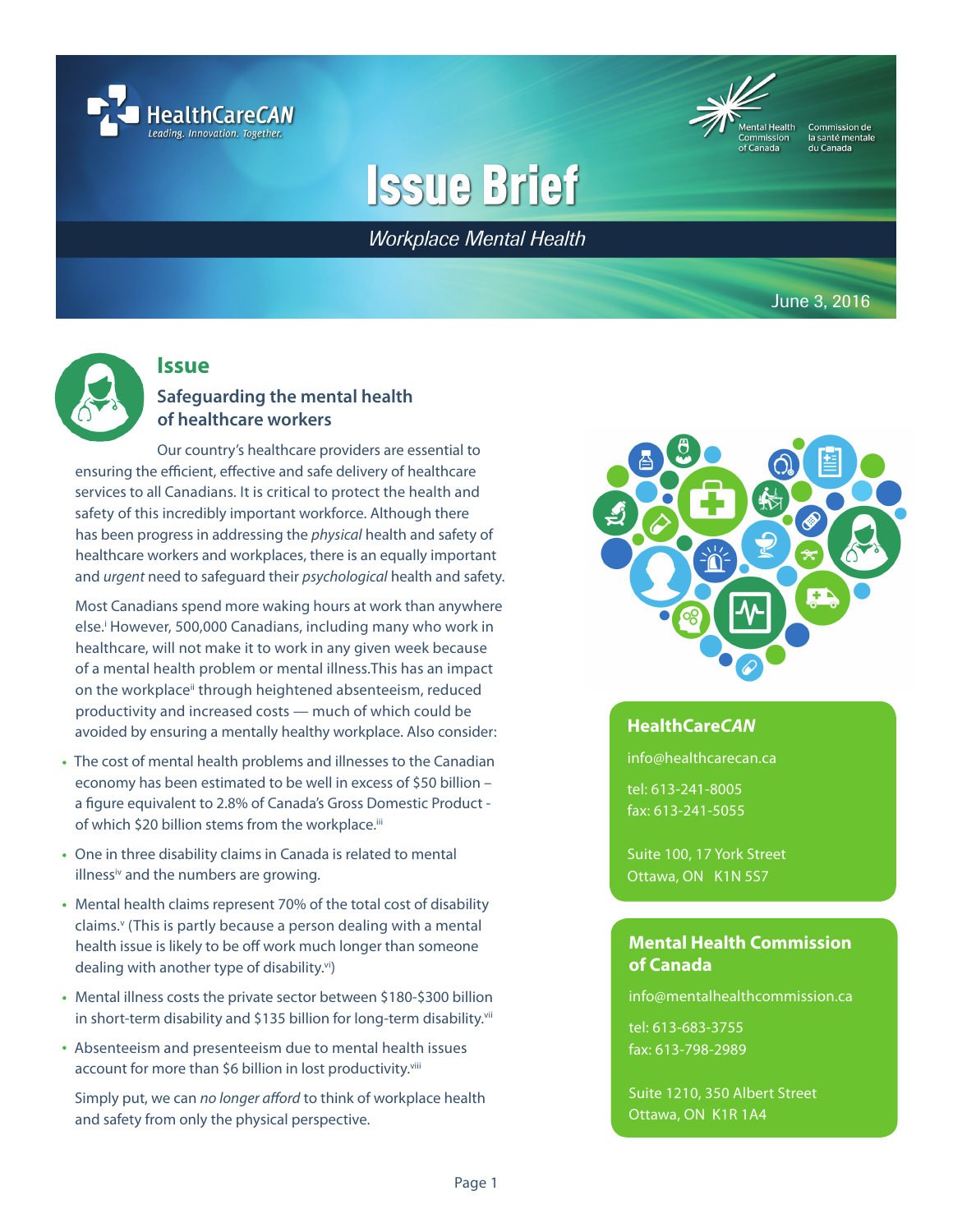HealthCareCAN
Leading. Innovation. Together.

Mental Health Commission of Canada | Commission de la santé mentale du Canada

# Issue Brief

*Workplace Mental Health*

June 3, 2016

## Issue

### Safeguarding the mental health of healthcare workers

Our country's healthcare providers are essential to ensuring the efficient, effective and safe delivery of healthcare services to all Canadians. It is critical to protect the health and safety of this incredibly important workforce. Although there has been progress in addressing the *physical* health and safety of healthcare workers and workplaces, there is an equally important and *urgent* need to safeguard their *psychological* health and safety.

Most Canadians spend more waking hours at work than anywhere else.[i] However, 500,000 Canadians, including many who work in healthcare, will not make it to work in any given week because of a mental health problem or mental illness.This has an impact on the workplace[ii] through heightened absenteeism, reduced productivity and increased costs — much of which could be avoided by ensuring a mentally healthy workplace. Also consider:

- The cost of mental health problems and illnesses to the Canadian economy has been estimated to be well in excess of $50 billion – a figure equivalent to 2.8% of Canada's Gross Domestic Product - of which $20 billion stems from the workplace.[iii]
- One in three disability claims in Canada is related to mental illness[iv] and the numbers are growing.
- Mental health claims represent 70% of the total cost of disability claims.[v] (This is partly because a person dealing with a mental health issue is likely to be off work much longer than someone dealing with another type of disability.[vi])
- Mental illness costs the private sector between $180-$300 billion in short-term disability and $135 billion for long-term disability.[vii]
- Absenteeism and presenteeism due to mental health issues account for more than $6 billion in lost productivity.[viii]

Simply put, we can *no longer afford* to think of workplace health and safety from only the physical perspective.

**HealthCare*CAN***

info@healthcarecan.ca

tel: 613-241-8005
fax: 613-241-5055

Suite 100, 17 York Street
Ottawa, ON K1N 5S7

**Mental Health Commission of Canada**

info@mentalhealthcommission.ca

tel: 613-683-3755
fax: 613-798-2989

Suite 1210, 350 Albert Street
Ottawa, ON K1R 1A4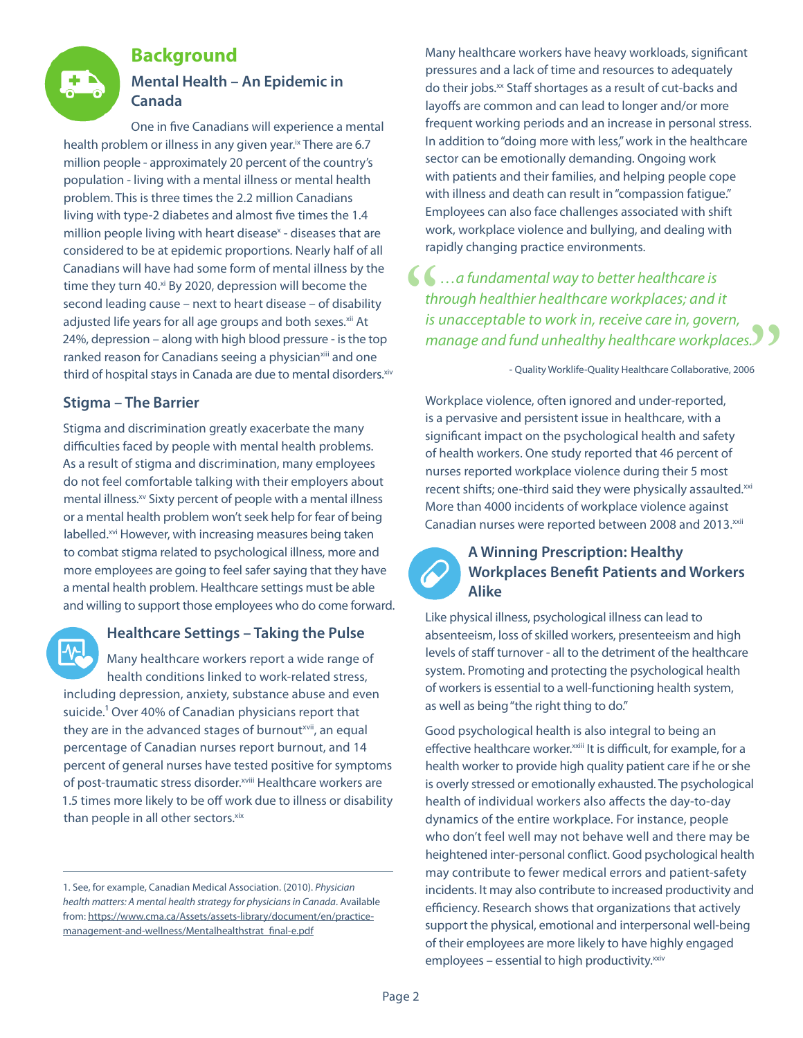## Background

### Mental Health – An Epidemic in Canada

One in five Canadians will experience a mental health problem or illness in any given year.[ix] There are 6.7 million people - approximately 20 percent of the country's population - living with a mental illness or mental health problem. This is three times the 2.2 million Canadians living with type-2 diabetes and almost five times the 1.4 million people living with heart disease[x] - diseases that are considered to be at epidemic proportions. Nearly half of all Canadians will have had some form of mental illness by the time they turn 40.[xi] By 2020, depression will become the second leading cause – next to heart disease – of disability adjusted life years for all age groups and both sexes.[xii] At 24%, depression – along with high blood pressure - is the top ranked reason for Canadians seeing a physician[xiii] and one third of hospital stays in Canada are due to mental disorders.[xiv]

### Stigma – The Barrier

Stigma and discrimination greatly exacerbate the many difficulties faced by people with mental health problems. As a result of stigma and discrimination, many employees do not feel comfortable talking with their employers about mental illness.[xv] Sixty percent of people with a mental illness or a mental health problem won't seek help for fear of being labelled.[xvi] However, with increasing measures being taken to combat stigma related to psychological illness, more and more employees are going to feel safer saying that they have a mental health problem. Healthcare settings must be able and willing to support those employees who do come forward.

### Healthcare Settings – Taking the Pulse

Many healthcare workers report a wide range of health conditions linked to work-related stress, including depression, anxiety, substance abuse and even suicide.[1] Over 40% of Canadian physicians report that they are in the advanced stages of burnout[xvii], an equal percentage of Canadian nurses report burnout, and 14 percent of general nurses have tested positive for symptoms of post-traumatic stress disorder.[xviii] Healthcare workers are 1.5 times more likely to be off work due to illness or disability than people in all other sectors.[xix]

Many healthcare workers have heavy workloads, significant pressures and a lack of time and resources to adequately do their jobs.[xx] Staff shortages as a result of cut-backs and layoffs are common and can lead to longer and/or more frequent working periods and an increase in personal stress. In addition to "doing more with less," work in the healthcare sector can be emotionally demanding. Ongoing work with patients and their families, and helping people cope with illness and death can result in "compassion fatigue." Employees can also face challenges associated with shift work, workplace violence and bullying, and dealing with rapidly changing practice environments.

> *"…a fundamental way to better healthcare is through healthier healthcare workplaces; and it is unacceptable to work in, receive care in, govern, manage and fund unhealthy healthcare workplaces."*
>
> - Quality Worklife-Quality Healthcare Collaborative, 2006

Workplace violence, often ignored and under-reported, is a pervasive and persistent issue in healthcare, with a significant impact on the psychological health and safety of health workers. One study reported that 46 percent of nurses reported workplace violence during their 5 most recent shifts; one-third said they were physically assaulted.[xxi] More than 4000 incidents of workplace violence against Canadian nurses were reported between 2008 and 2013.[xxii]

### A Winning Prescription: Healthy Workplaces Benefit Patients and Workers Alike

Like physical illness, psychological illness can lead to absenteeism, loss of skilled workers, presenteeism and high levels of staff turnover - all to the detriment of the healthcare system. Promoting and protecting the psychological health of workers is essential to a well-functioning health system, as well as being "the right thing to do."

Good psychological health is also integral to being an effective healthcare worker.[xxiii] It is difficult, for example, for a health worker to provide high quality patient care if he or she is overly stressed or emotionally exhausted. The psychological health of individual workers also affects the day-to-day dynamics of the entire workplace. For instance, people who don't feel well may not behave well and there may be heightened inter-personal conflict. Good psychological health may contribute to fewer medical errors and patient-safety incidents. It may also contribute to increased productivity and efficiency. Research shows that organizations that actively support the physical, emotional and interpersonal well-being of their employees are more likely to have highly engaged employees – essential to high productivity.[xxiv]

---

1. See, for example, Canadian Medical Association. (2010). *Physician health matters: A mental health strategy for physicians in Canada*. Available from: https://www.cma.ca/Assets/assets-library/document/en/practice-management-and-wellness/Mentalhealthstrat_final-e.pdf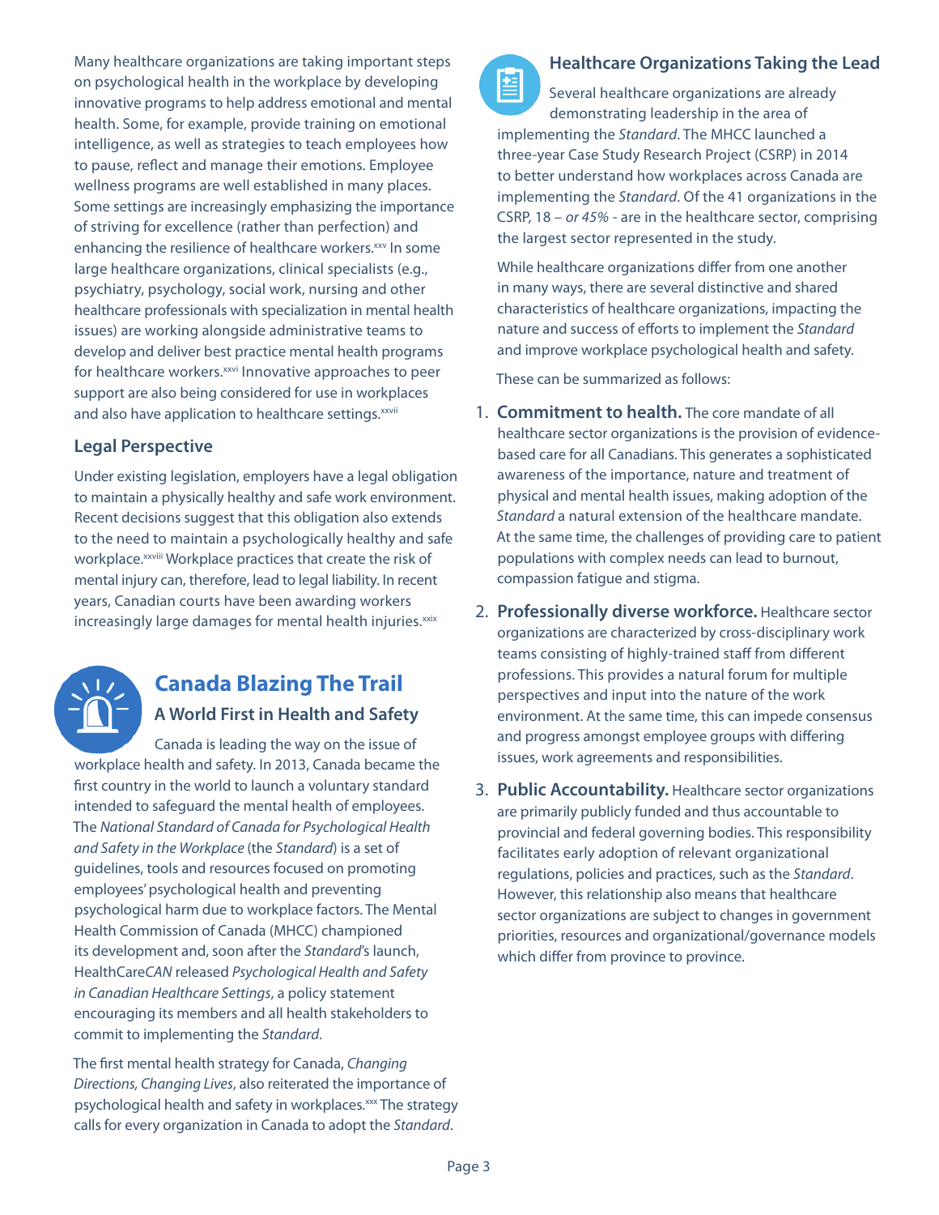Many healthcare organizations are taking important steps on psychological health in the workplace by developing innovative programs to help address emotional and mental health. Some, for example, provide training on emotional intelligence, as well as strategies to teach employees how to pause, reflect and manage their emotions. Employee wellness programs are well established in many places. Some settings are increasingly emphasizing the importance of striving for excellence (rather than perfection) and enhancing the resilience of healthcare workers.[xxv] In some large healthcare organizations, clinical specialists (e.g., psychiatry, psychology, social work, nursing and other healthcare professionals with specialization in mental health issues) are working alongside administrative teams to develop and deliver best practice mental health programs for healthcare workers.[xxvi] Innovative approaches to peer support are also being considered for use in workplaces and also have application to healthcare settings.[xxvii]

### Legal Perspective

Under existing legislation, employers have a legal obligation to maintain a physically healthy and safe work environment. Recent decisions suggest that this obligation also extends to the need to maintain a psychologically healthy and safe workplace.[xxviii] Workplace practices that create the risk of mental injury can, therefore, lead to legal liability. In recent years, Canadian courts have been awarding workers increasingly large damages for mental health injuries.[xxix]

## Canada Blazing The Trail

### A World First in Health and Safety

Canada is leading the way on the issue of workplace health and safety. In 2013, Canada became the first country in the world to launch a voluntary standard intended to safeguard the mental health of employees. The *National Standard of Canada for Psychological Health and Safety in the Workplace* (the *Standard*) is a set of guidelines, tools and resources focused on promoting employees' psychological health and preventing psychological harm due to workplace factors. The Mental Health Commission of Canada (MHCC) championed its development and, soon after the *Standard*'s launch, HealthCare*CAN* released *Psychological Health and Safety in Canadian Healthcare Settings*, a policy statement encouraging its members and all health stakeholders to commit to implementing the *Standard*.

The first mental health strategy for Canada, *Changing Directions, Changing Lives*, also reiterated the importance of psychological health and safety in workplaces.[xxx] The strategy calls for every organization in Canada to adopt the *Standard*.

### Healthcare Organizations Taking the Lead

Several healthcare organizations are already demonstrating leadership in the area of implementing the *Standard*. The MHCC launched a three-year Case Study Research Project (CSRP) in 2014 to better understand how workplaces across Canada are implementing the *Standard*. Of the 41 organizations in the CSRP, 18 – *or 45%* - are in the healthcare sector, comprising the largest sector represented in the study.

While healthcare organizations differ from one another in many ways, there are several distinctive and shared characteristics of healthcare organizations, impacting the nature and success of efforts to implement the *Standard* and improve workplace psychological health and safety.

These can be summarized as follows:

1. **Commitment to health.** The core mandate of all healthcare sector organizations is the provision of evidence-based care for all Canadians. This generates a sophisticated awareness of the importance, nature and treatment of physical and mental health issues, making adoption of the *Standard* a natural extension of the healthcare mandate. At the same time, the challenges of providing care to patient populations with complex needs can lead to burnout, compassion fatigue and stigma.
2. **Professionally diverse workforce.** Healthcare sector organizations are characterized by cross-disciplinary work teams consisting of highly-trained staff from different professions. This provides a natural forum for multiple perspectives and input into the nature of the work environment. At the same time, this can impede consensus and progress amongst employee groups with differing issues, work agreements and responsibilities.
3. **Public Accountability.** Healthcare sector organizations are primarily publicly funded and thus accountable to provincial and federal governing bodies. This responsibility facilitates early adoption of relevant organizational regulations, policies and practices, such as the *Standard*. However, this relationship also means that healthcare sector organizations are subject to changes in government priorities, resources and organizational/governance models which differ from province to province.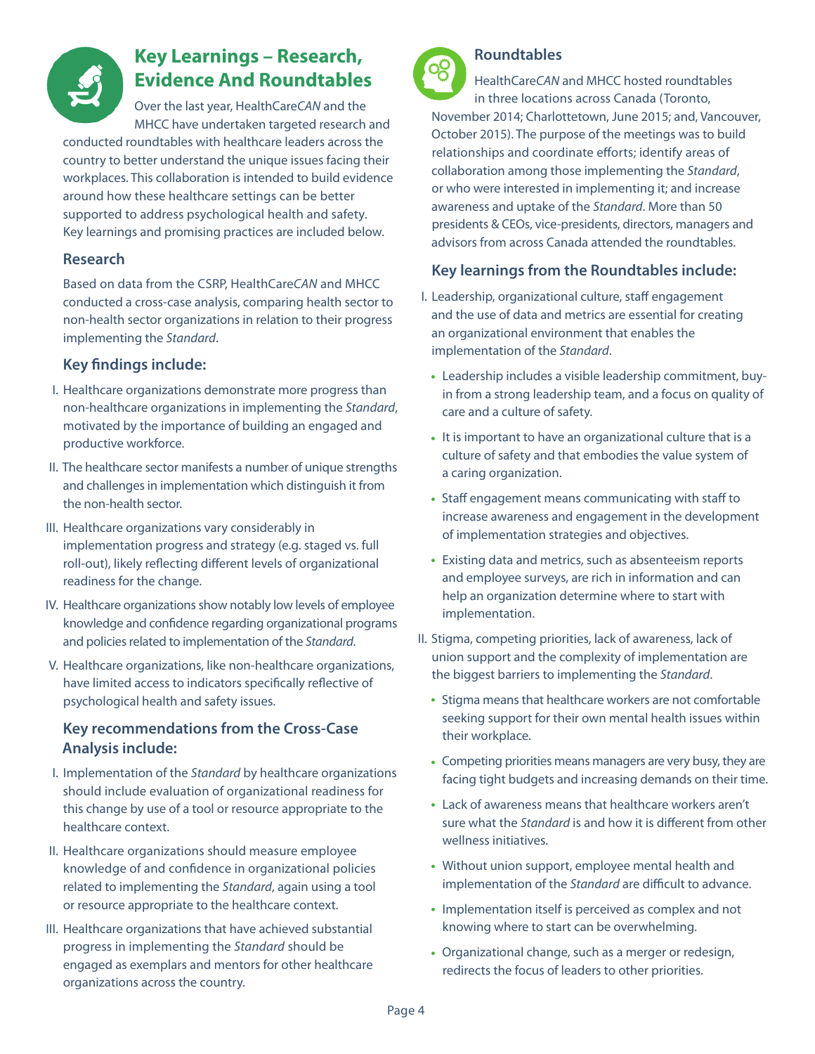## Key Learnings – Research, Evidence And Roundtables

Over the last year, HealthCare*CAN* and the MHCC have undertaken targeted research and conducted roundtables with healthcare leaders across the country to better understand the unique issues facing their workplaces. This collaboration is intended to build evidence around how these healthcare settings can be better supported to address psychological health and safety. Key learnings and promising practices are included below.

### Research

Based on data from the CSRP, HealthCare*CAN* and MHCC conducted a cross-case analysis, comparing health sector to non-health sector organizations in relation to their progress implementing the *Standard*.

### Key findings include:

I. Healthcare organizations demonstrate more progress than non-healthcare organizations in implementing the *Standard*, motivated by the importance of building an engaged and productive workforce.

II. The healthcare sector manifests a number of unique strengths and challenges in implementation which distinguish it from the non-health sector.

III. Healthcare organizations vary considerably in implementation progress and strategy (e.g. staged vs. full roll-out), likely reflecting different levels of organizational readiness for the change.

IV. Healthcare organizations show notably low levels of employee knowledge and confidence regarding organizational programs and policies related to implementation of the *Standard*.

V. Healthcare organizations, like non-healthcare organizations, have limited access to indicators specifically reflective of psychological health and safety issues.

### Key recommendations from the Cross-Case Analysis include:

I. Implementation of the *Standard* by healthcare organizations should include evaluation of organizational readiness for this change by use of a tool or resource appropriate to the healthcare context.

II. Healthcare organizations should measure employee knowledge of and confidence in organizational policies related to implementing the *Standard*, again using a tool or resource appropriate to the healthcare context.

III. Healthcare organizations that have achieved substantial progress in implementing the *Standard* should be engaged as exemplars and mentors for other healthcare organizations across the country.

### Roundtables

HealthCare*CAN* and MHCC hosted roundtables in three locations across Canada (Toronto, November 2014; Charlottetown, June 2015; and, Vancouver, October 2015). The purpose of the meetings was to build relationships and coordinate efforts; identify areas of collaboration among those implementing the *Standard*, or who were interested in implementing it; and increase awareness and uptake of the *Standard*. More than 50 presidents & CEOs, vice-presidents, directors, managers and advisors from across Canada attended the roundtables.

### Key learnings from the Roundtables include:

I. Leadership, organizational culture, staff engagement and the use of data and metrics are essential for creating an organizational environment that enables the implementation of the *Standard*.

- Leadership includes a visible leadership commitment, buy-in from a strong leadership team, and a focus on quality of care and a culture of safety.
- It is important to have an organizational culture that is a culture of safety and that embodies the value system of a caring organization.
- Staff engagement means communicating with staff to increase awareness and engagement in the development of implementation strategies and objectives.
- Existing data and metrics, such as absenteeism reports and employee surveys, are rich in information and can help an organization determine where to start with implementation.

II. Stigma, competing priorities, lack of awareness, lack of union support and the complexity of implementation are the biggest barriers to implementing the *Standard*.

- Stigma means that healthcare workers are not comfortable seeking support for their own mental health issues within their workplace.
- Competing priorities means managers are very busy, they are facing tight budgets and increasing demands on their time.
- Lack of awareness means that healthcare workers aren't sure what the *Standard* is and how it is different from other wellness initiatives.
- Without union support, employee mental health and implementation of the *Standard* are difficult to advance.
- Implementation itself is perceived as complex and not knowing where to start can be overwhelming.
- Organizational change, such as a merger or redesign, redirects the focus of leaders to other priorities.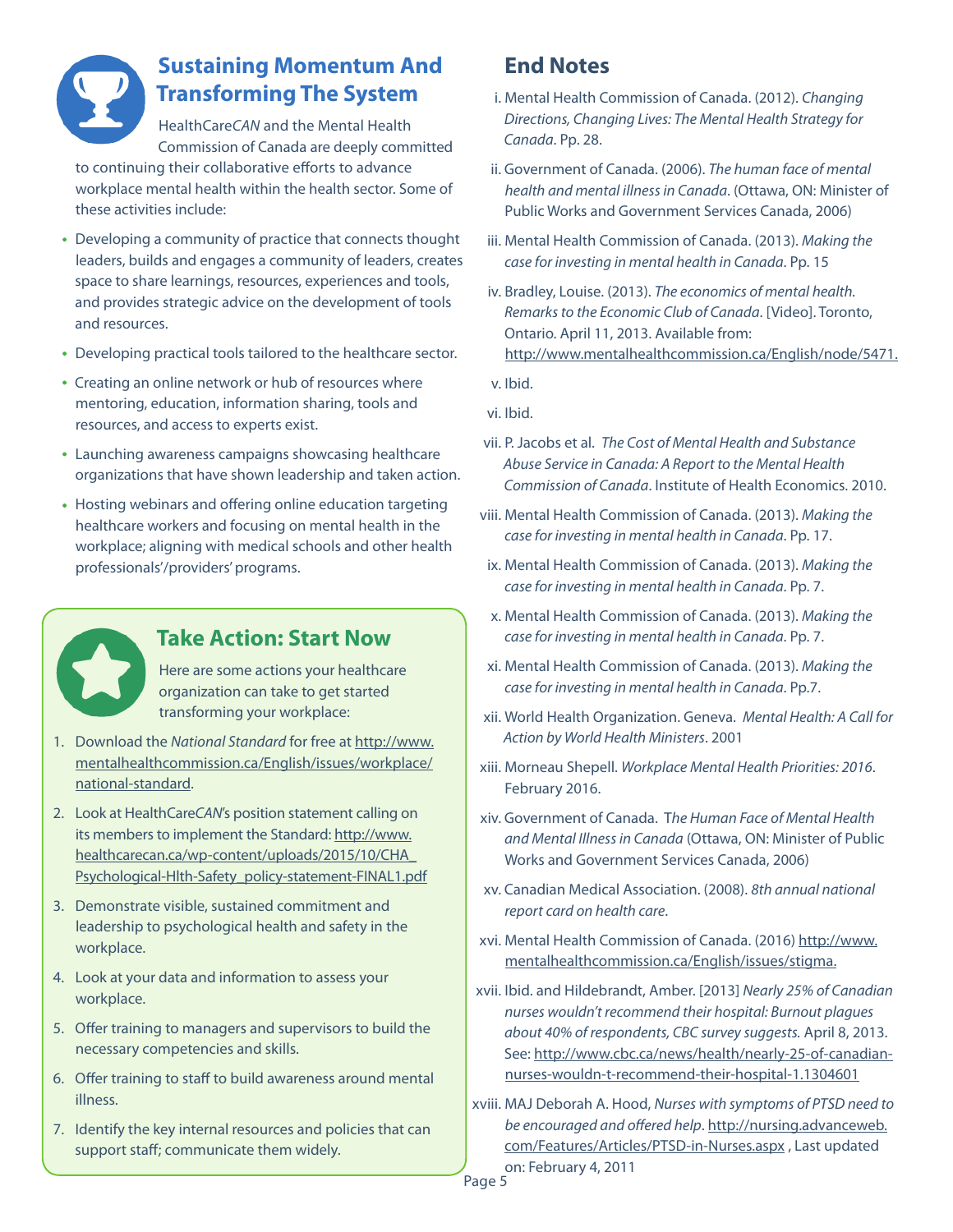## Sustaining Momentum And Transforming The System

HealthCare*CAN* and the Mental Health Commission of Canada are deeply committed to continuing their collaborative efforts to advance workplace mental health within the health sector. Some of these activities include:

- Developing a community of practice that connects thought leaders, builds and engages a community of leaders, creates space to share learnings, resources, experiences and tools, and provides strategic advice on the development of tools and resources.
- Developing practical tools tailored to the healthcare sector.
- Creating an online network or hub of resources where mentoring, education, information sharing, tools and resources, and access to experts exist.
- Launching awareness campaigns showcasing healthcare organizations that have shown leadership and taken action.
- Hosting webinars and offering online education targeting healthcare workers and focusing on mental health in the workplace; aligning with medical schools and other health professionals'/providers' programs.

## Take Action: Start Now

Here are some actions your healthcare organization can take to get started transforming your workplace:

1. Download the *National Standard* for free at http://www.mentalhealthcommission.ca/English/issues/workplace/national-standard.
2. Look at HealthCare*CAN*'s position statement calling on its members to implement the Standard: http://www.healthcarecan.ca/wp-content/uploads/2015/10/CHA_Psychological-Hlth-Safety_policy-statement-FINAL1.pdf
3. Demonstrate visible, sustained commitment and leadership to psychological health and safety in the workplace.
4. Look at your data and information to assess your workplace.
5. Offer training to managers and supervisors to build the necessary competencies and skills.
6. Offer training to staff to build awareness around mental illness.
7. Identify the key internal resources and policies that can support staff; communicate them widely.

## End Notes

i. Mental Health Commission of Canada. (2012). *Changing Directions, Changing Lives: The Mental Health Strategy for Canada*. Pp. 28.

ii. Government of Canada. (2006). *The human face of mental health and mental illness in Canada*. (Ottawa, ON: Minister of Public Works and Government Services Canada, 2006)

iii. Mental Health Commission of Canada. (2013). *Making the case for investing in mental health in Canada*. Pp. 15

iv. Bradley, Louise. (2013). *The economics of mental health. Remarks to the Economic Club of Canada*. [Video]. Toronto, Ontario. April 11, 2013. Available from: http://www.mentalhealthcommission.ca/English/node/5471.

v. Ibid.

vi. Ibid.

vii. P. Jacobs et al. *The Cost of Mental Health and Substance Abuse Service in Canada: A Report to the Mental Health Commission of Canada*. Institute of Health Economics. 2010.

viii. Mental Health Commission of Canada. (2013). *Making the case for investing in mental health in Canada*. Pp. 17.

ix. Mental Health Commission of Canada. (2013). *Making the case for investing in mental health in Canada*. Pp. 7.

x. Mental Health Commission of Canada. (2013). *Making the case for investing in mental health in Canada*. Pp. 7.

xi. Mental Health Commission of Canada. (2013). *Making the case for investing in mental health in Canada*. Pp.7.

xii. World Health Organization. Geneva. *Mental Health: A Call for Action by World Health Ministers*. 2001

xiii. Morneau Shepell. *Workplace Mental Health Priorities: 2016*. February 2016.

xiv. Government of Canada. T*he Human Face of Mental Health and Mental Illness in Canada* (Ottawa, ON: Minister of Public Works and Government Services Canada, 2006)

xv. Canadian Medical Association. (2008). *8th annual national report card on health care*.

xvi. Mental Health Commission of Canada. (2016) http://www.mentalhealthcommission.ca/English/issues/stigma.

xvii. Ibid. and Hildebrandt, Amber. [2013] *Nearly 25% of Canadian nurses wouldn't recommend their hospital: Burnout plagues about 40% of respondents, CBC survey suggests.* April 8, 2013. See: http://www.cbc.ca/news/health/nearly-25-of-canadian-nurses-wouldn-t-recommend-their-hospital-1.1304601

xviii. MAJ Deborah A. Hood, *Nurses with symptoms of PTSD need to be encouraged and offered help*. http://nursing.advanceweb.com/Features/Articles/PTSD-in-Nurses.aspx , Last updated on: February 4, 2011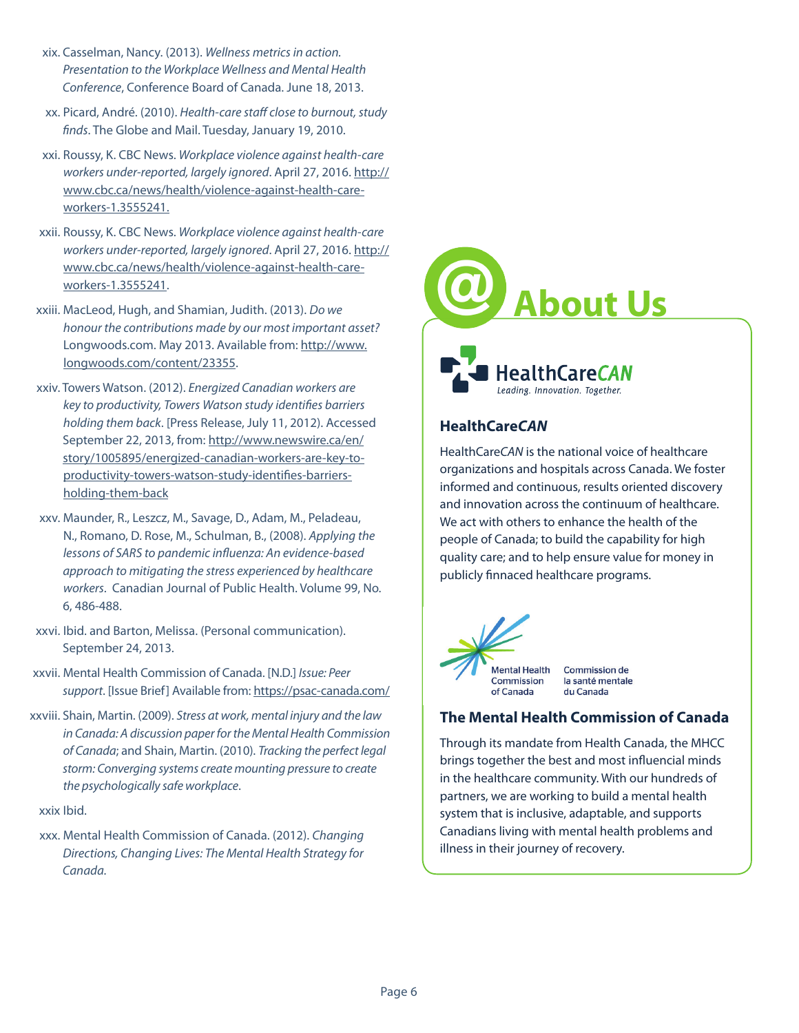xix. Casselman, Nancy. (2013). *Wellness metrics in action. Presentation to the Workplace Wellness and Mental Health Conference*, Conference Board of Canada. June 18, 2013.

xx. Picard, André. (2010). *Health-care staff close to burnout, study finds*. The Globe and Mail. Tuesday, January 19, 2010.

xxi. Roussy, K. CBC News. *Workplace violence against health-care workers under-reported, largely ignored*. April 27, 2016. http://www.cbc.ca/news/health/violence-against-health-care-workers-1.3555241.

xxii. Roussy, K. CBC News. *Workplace violence against health-care workers under-reported, largely ignored*. April 27, 2016. http://www.cbc.ca/news/health/violence-against-health-care-workers-1.3555241.

xxiii. MacLeod, Hugh, and Shamian, Judith. (2013). *Do we honour the contributions made by our most important asset?* Longwoods.com. May 2013. Available from: http://www.longwoods.com/content/23355.

xxiv. Towers Watson. (2012). *Energized Canadian workers are key to productivity, Towers Watson study identifies barriers holding them back*. [Press Release, July 11, 2012). Accessed September 22, 2013, from: http://www.newswire.ca/en/story/1005895/energized-canadian-workers-are-key-to-productivity-towers-watson-study-identifies-barriers-holding-them-back

xxv. Maunder, R., Leszcz, M., Savage, D., Adam, M., Peladeau, N., Romano, D. Rose, M., Schulman, B., (2008). *Applying the lessons of SARS to pandemic influenza: An evidence-based approach to mitigating the stress experienced by healthcare workers*. Canadian Journal of Public Health. Volume 99, No. 6, 486-488.

xxvi. Ibid. and Barton, Melissa. (Personal communication). September 24, 2013.

xxvii. Mental Health Commission of Canada. [N.D.] *Issue: Peer support*. [Issue Brief] Available from: https://psac-canada.com/

xxviii. Shain, Martin. (2009). *Stress at work, mental injury and the law in Canada: A discussion paper for the Mental Health Commission of Canada*; and Shain, Martin. (2010). *Tracking the perfect legal storm: Converging systems create mounting pressure to create the psychologically safe workplace*.

xxix Ibid.

xxx. Mental Health Commission of Canada. (2012). *Changing Directions, Changing Lives: The Mental Health Strategy for Canada.*

# About Us

HealthCare*CAN*
Leading. Innovation. Together.

### HealthCare*CAN*

HealthCare*CAN* is the national voice of healthcare organizations and hospitals across Canada. We foster informed and continuous, results oriented discovery and innovation across the continuum of healthcare. We act with others to enhance the health of the people of Canada; to build the capability for high quality care; and to help ensure value for money in publicly finnaced healthcare programs.

Mental Health Commission of Canada
Commission de la santé mentale du Canada

### The Mental Health Commission of Canada

Through its mandate from Health Canada, the MHCC brings together the best and most influencial minds in the healthcare community. With our hundreds of partners, we are working to build a mental health system that is inclusive, adaptable, and supports Canadians living with mental health problems and illness in their journey of recovery.